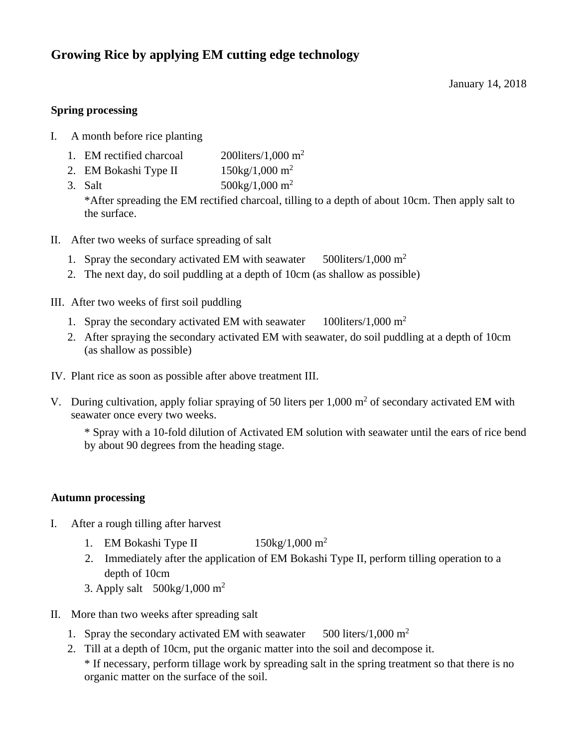# Growing Rice by applying EM cutting edge technology

January 14, 2018

### Spring processing

I. A month before rice planting

1. EM rectified charcoal 200liters/1,000 $m^2$
2. EM Bokashi Type II 150kg/1,000 $m^2$
3. Salt 500kg/1,000 $m^2$

   *After spreading the EM rectified charcoal, tilling to a depth of about 10cm. Then apply salt to the surface.

II. After two weeks of surface spreading of salt

1. Spray the secondary activated EM with seawater 500liters/1,000 $m^2$
2. The next day, do soil puddling at a depth of 10cm (as shallow as possible)

III. After two weeks of first soil puddling

1. Spray the secondary activated EM with seawater 100liters/1,000 $m^2$
2. After spraying the secondary activated EM with seawater, do soil puddling at a depth of 10cm (as shallow as possible)

IV. Plant rice as soon as possible after above treatment III.

V. During cultivation, apply foliar spraying of 50 liters per 1,000 $m^2$ of secondary activated EM with seawater once every two weeks.

   * Spray with a 10-fold dilution of Activated EM solution with seawater until the ears of rice bend by about 90 degrees from the heading stage.

### Autumn processing

I. After a rough tilling after harvest

1. EM Bokashi Type II 150kg/1,000 $m^2$
2. Immediately after the application of EM Bokashi Type II, perform tilling operation to a depth of 10cm
3. Apply salt 500kg/1,000 $m^2$

II. More than two weeks after spreading salt

1. Spray the secondary activated EM with seawater 500 liters/1,000 $m^2$
2. Till at a depth of 10cm, put the organic matter into the soil and decompose it.

   * If necessary, perform tillage work by spreading salt in the spring treatment so that there is no organic matter on the surface of the soil.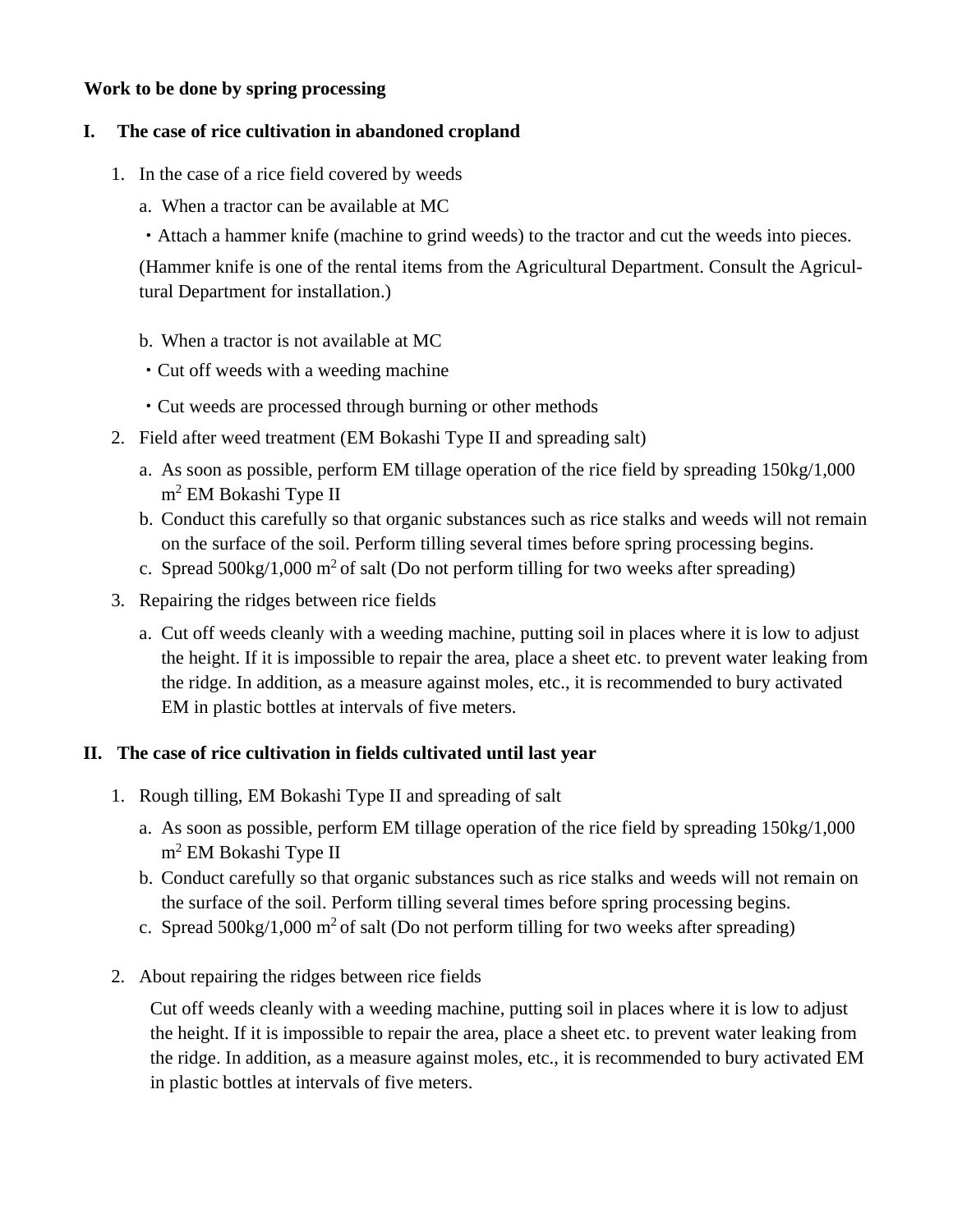**Work to be done by spring processing**

## I. The case of rice cultivation in abandoned cropland

1. In the case of a rice field covered by weeds
   a. When a tractor can be available at MC
   ・Attach a hammer knife (machine to grind weeds) to the tractor and cut the weeds into pieces.
   (Hammer knife is one of the rental items from the Agricultural Department. Consult the Agricultural Department for installation.)

   b. When a tractor is not available at MC
   ・Cut off weeds with a weeding machine
   ・Cut weeds are processed through burning or other methods

2. Field after weed treatment (EM Bokashi Type II and spreading salt)
   a. As soon as possible, perform EM tillage operation of the rice field by spreading 150kg/1,000 $m^2$ EM Bokashi Type II
   b. Conduct this carefully so that organic substances such as rice stalks and weeds will not remain on the surface of the soil. Perform tilling several times before spring processing begins.
   c. Spread 500kg/1,000 $m^2$ of salt (Do not perform tilling for two weeks after spreading)

3. Repairing the ridges between rice fields
   a. Cut off weeds cleanly with a weeding machine, putting soil in places where it is low to adjust the height. If it is impossible to repair the area, place a sheet etc. to prevent water leaking from the ridge. In addition, as a measure against moles, etc., it is recommended to bury activated EM in plastic bottles at intervals of five meters.

## II. The case of rice cultivation in fields cultivated until last year

1. Rough tilling, EM Bokashi Type II and spreading of salt
   a. As soon as possible, perform EM tillage operation of the rice field by spreading 150kg/1,000 $m^2$ EM Bokashi Type II
   b. Conduct carefully so that organic substances such as rice stalks and weeds will not remain on the surface of the soil. Perform tilling several times before spring processing begins.
   c. Spread 500kg/1,000 $m^2$ of salt (Do not perform tilling for two weeks after spreading)

2. About repairing the ridges between rice fields

   Cut off weeds cleanly with a weeding machine, putting soil in places where it is low to adjust the height. If it is impossible to repair the area, place a sheet etc. to prevent water leaking from the ridge. In addition, as a measure against moles, etc., it is recommended to bury activated EM in plastic bottles at intervals of five meters.